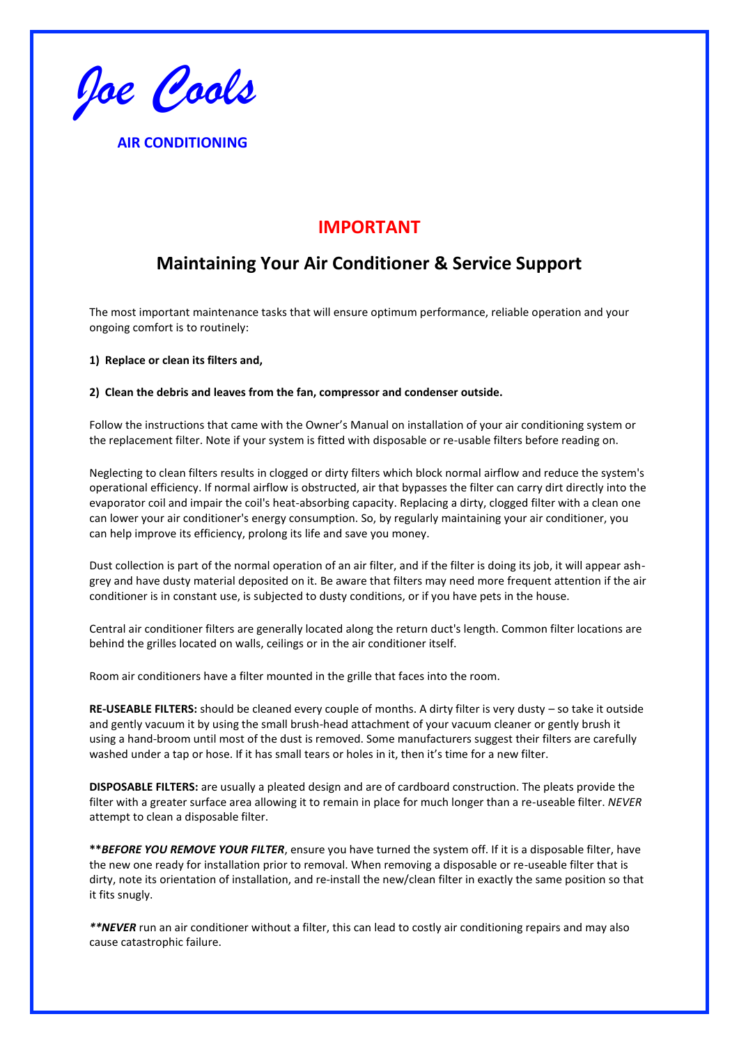*Joe Cools*

**AIR CONDITIONING**

## IMPORTANT

## Maintaining Your Air Conditioner & Service Support

The most important maintenance tasks that will ensure optimum performance, reliable operation and your ongoing comfort is to routinely:

**1) Replace or clean its filters and,**

**2) Clean the debris and leaves from the fan, compressor and condenser outside.**

Follow the instructions that came with the Owner's Manual on installation of your air conditioning system or the replacement filter. Note if your system is fitted with disposable or re-usable filters before reading on.

Neglecting to clean filters results in clogged or dirty filters which block normal airflow and reduce the system's operational efficiency. If normal airflow is obstructed, air that bypasses the filter can carry dirt directly into the evaporator coil and impair the coil's heat-absorbing capacity. Replacing a dirty, clogged filter with a clean one can lower your air conditioner's energy consumption. So, by regularly maintaining your air conditioner, you can help improve its efficiency, prolong its life and save you money.

Dust collection is part of the normal operation of an air filter, and if the filter is doing its job, it will appear ash-grey and have dusty material deposited on it. Be aware that filters may need more frequent attention if the air conditioner is in constant use, is subjected to dusty conditions, or if you have pets in the house.

Central air conditioner filters are generally located along the return duct's length. Common filter locations are behind the grilles located on walls, ceilings or in the air conditioner itself.

Room air conditioners have a filter mounted in the grille that faces into the room.

**RE-USEABLE FILTERS:** should be cleaned every couple of months. A dirty filter is very dusty – so take it outside and gently vacuum it by using the small brush-head attachment of your vacuum cleaner or gently brush it using a hand-broom until most of the dust is removed. Some manufacturers suggest their filters are carefully washed under a tap or hose. If it has small tears or holes in it, then it's time for a new filter.

**DISPOSABLE FILTERS:** are usually a pleated design and are of cardboard construction. The pleats provide the filter with a greater surface area allowing it to remain in place for much longer than a re-useable filter. *NEVER* attempt to clean a disposable filter.

**\*\****BEFORE YOU REMOVE YOUR FILTER***, ensure you have turned the system off. If it is a disposable filter, have the new one ready for installation prior to removal. When removing a disposable or re-useable filter that is dirty, note its orientation of installation, and re-install the new/clean filter in exactly the same position so that it fits snugly.

***\*\*NEVER*** run an air conditioner without a filter, this can lead to costly air conditioning repairs and may also cause catastrophic failure.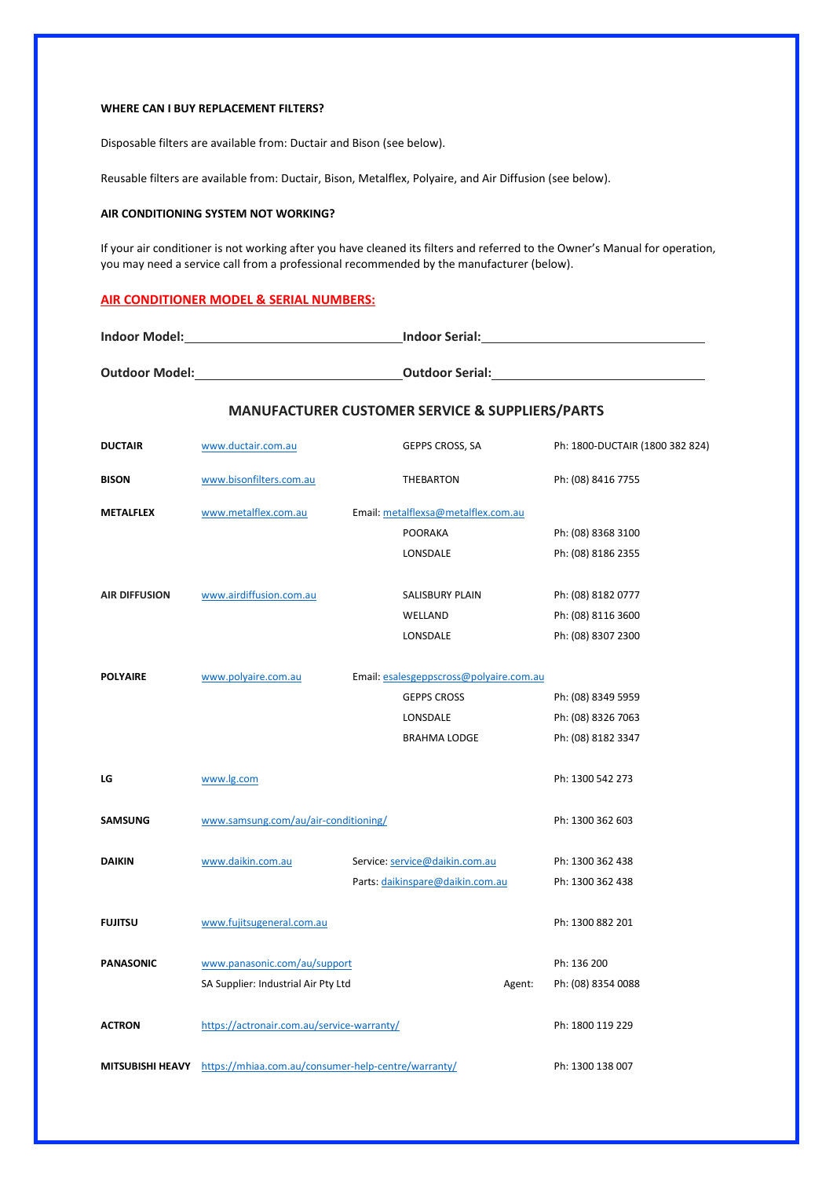**WHERE CAN I BUY REPLACEMENT FILTERS?**

Disposable filters are available from: Ductair and Bison (see below).

Reusable filters are available from: Ductair, Bison, Metalflex, Polyaire, and Air Diffusion (see below).

**AIR CONDITIONING SYSTEM NOT WORKING?**

If your air conditioner is not working after you have cleaned its filters and referred to the Owner's Manual for operation, you may need a service call from a professional recommended by the manufacturer (below).

**AIR CONDITIONER MODEL & SERIAL NUMBERS:**

**Indoor Model:** ______________________________ **Indoor Serial:** ______________________________

**Outdoor Model:** ______________________________ **Outdoor Serial:** ______________________________

## MANUFACTURER CUSTOMER SERVICE & SUPPLIERS/PARTS

| | | | | |
|---|---|---|---|---|
| **DUCTAIR** | www.ductair.com.au | | GEPPS CROSS, SA | Ph: 1800-DUCTAIR (1800 382 824) |
| **BISON** | www.bisonfilters.com.au | | THEBARTON | Ph: (08) 8416 7755 |
| **METALFLEX** | www.metalflex.com.au | Email: metalflexsa@metalflex.com.au | | |
| | | | POORAKA | Ph: (08) 8368 3100 |
| | | | LONSDALE | Ph: (08) 8186 2355 |
| **AIR DIFFUSION** | www.airdiffusion.com.au | | SALISBURY PLAIN | Ph: (08) 8182 0777 |
| | | | WELLAND | Ph: (08) 8116 3600 |
| | | | LONSDALE | Ph: (08) 8307 2300 |
| **POLYAIRE** | www.polyaire.com.au | Email: esalesgeppscross@polyaire.com.au | | |
| | | | GEPPS CROSS | Ph: (08) 8349 5959 |
| | | | LONSDALE | Ph: (08) 8326 7063 |
| | | | BRAHMA LODGE | Ph: (08) 8182 3347 |
| **LG** | www.lg.com | | | Ph: 1300 542 273 |
| **SAMSUNG** | www.samsung.com/au/air-conditioning/ | | | Ph: 1300 362 603 |
| **DAIKIN** | www.daikin.com.au | Service: service@daikin.com.au | | Ph: 1300 362 438 |
| | | Parts: daikinspare@daikin.com.au | | Ph: 1300 362 438 |
| **FUJITSU** | www.fujitsugeneral.com.au | | | Ph: 1300 882 201 |
| **PANASONIC** | www.panasonic.com/au/support | | | Ph: 136 200 |
| | SA Supplier: Industrial Air Pty Ltd | | Agent: | Ph: (08) 8354 0088 |
| **ACTRON** | https://actronair.com.au/service-warranty/ | | | Ph: 1800 119 229 |
| **MITSUBISHI HEAVY** | https://mhiaa.com.au/consumer-help-centre/warranty/ | | | Ph: 1300 138 007 |